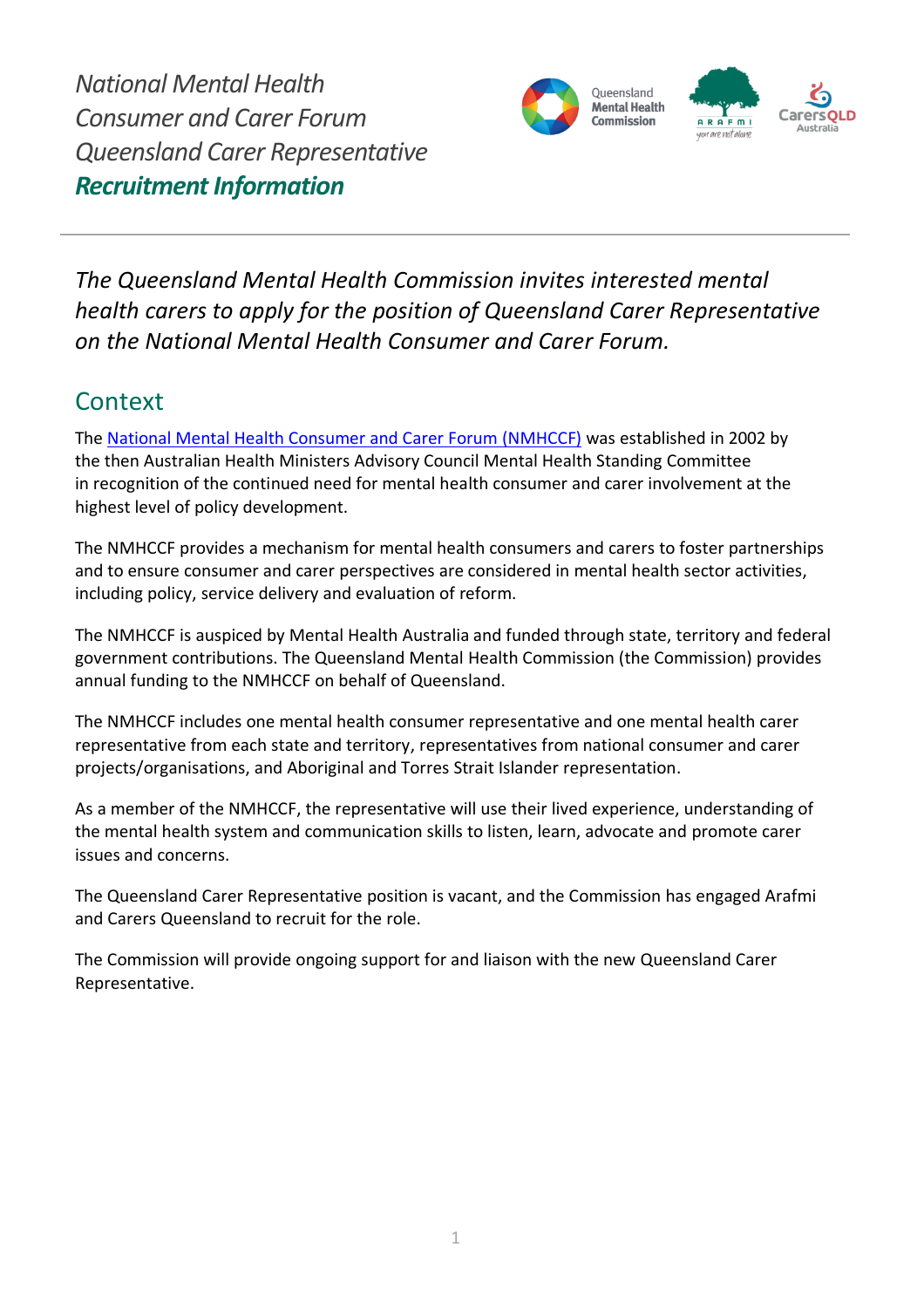*National Mental Health Consumer and Carer Forum Queensland Carer Representative*

# ***Recruitment Information***

*The Queensland Mental Health Commission invites interested mental health carers to apply for the position of Queensland Carer Representative on the National Mental Health Consumer and Carer Forum.*

## Context

The National Mental Health Consumer and Carer Forum (NMHCCF) was established in 2002 by the then Australian Health Ministers Advisory Council Mental Health Standing Committee in recognition of the continued need for mental health consumer and carer involvement at the highest level of policy development.

The NMHCCF provides a mechanism for mental health consumers and carers to foster partnerships and to ensure consumer and carer perspectives are considered in mental health sector activities, including policy, service delivery and evaluation of reform.

The NMHCCF is auspiced by Mental Health Australia and funded through state, territory and federal government contributions. The Queensland Mental Health Commission (the Commission) provides annual funding to the NMHCCF on behalf of Queensland.

The NMHCCF includes one mental health consumer representative and one mental health carer representative from each state and territory, representatives from national consumer and carer projects/organisations, and Aboriginal and Torres Strait Islander representation.

As a member of the NMHCCF, the representative will use their lived experience, understanding of the mental health system and communication skills to listen, learn, advocate and promote carer issues and concerns.

The Queensland Carer Representative position is vacant, and the Commission has engaged Arafmi and Carers Queensland to recruit for the role.

The Commission will provide ongoing support for and liaison with the new Queensland Carer Representative.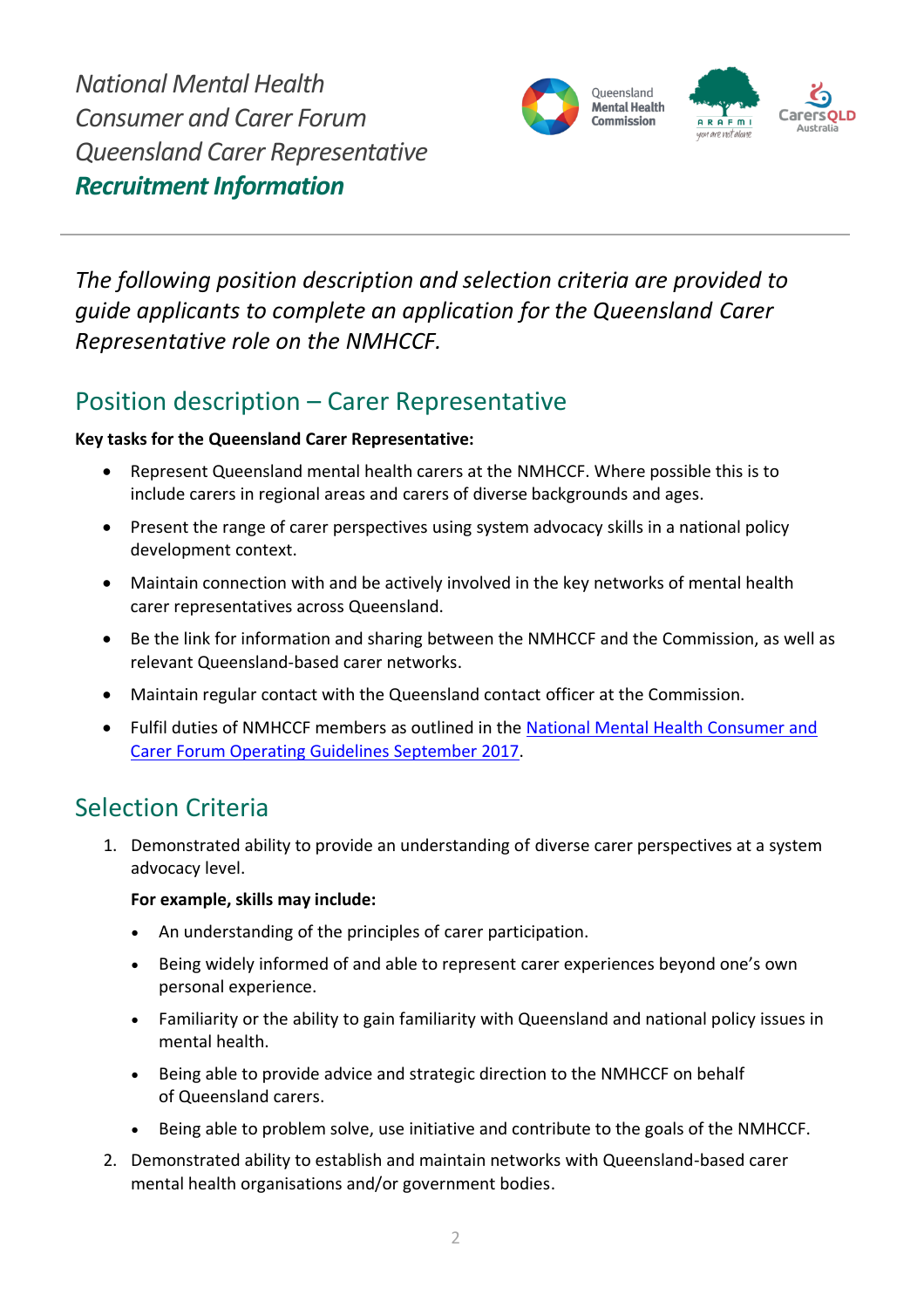*National Mental Health Consumer and Carer Forum Queensland Carer Representative*
***Recruitment Information***

*The following position description and selection criteria are provided to guide applicants to complete an application for the Queensland Carer Representative role on the NMHCCF.*

## Position description – Carer Representative

**Key tasks for the Queensland Carer Representative:**

- Represent Queensland mental health carers at the NMHCCF. Where possible this is to include carers in regional areas and carers of diverse backgrounds and ages.
- Present the range of carer perspectives using system advocacy skills in a national policy development context.
- Maintain connection with and be actively involved in the key networks of mental health carer representatives across Queensland.
- Be the link for information and sharing between the NMHCCF and the Commission, as well as relevant Queensland-based carer networks.
- Maintain regular contact with the Queensland contact officer at the Commission.
- Fulfil duties of NMHCCF members as outlined in the National Mental Health Consumer and Carer Forum Operating Guidelines September 2017.

## Selection Criteria

1. Demonstrated ability to provide an understanding of diverse carer perspectives at a system advocacy level.

   **For example, skills may include:**

   - An understanding of the principles of carer participation.
   - Being widely informed of and able to represent carer experiences beyond one's own personal experience.
   - Familiarity or the ability to gain familiarity with Queensland and national policy issues in mental health.
   - Being able to provide advice and strategic direction to the NMHCCF on behalf of Queensland carers.
   - Being able to problem solve, use initiative and contribute to the goals of the NMHCCF.

2. Demonstrated ability to establish and maintain networks with Queensland-based carer mental health organisations and/or government bodies.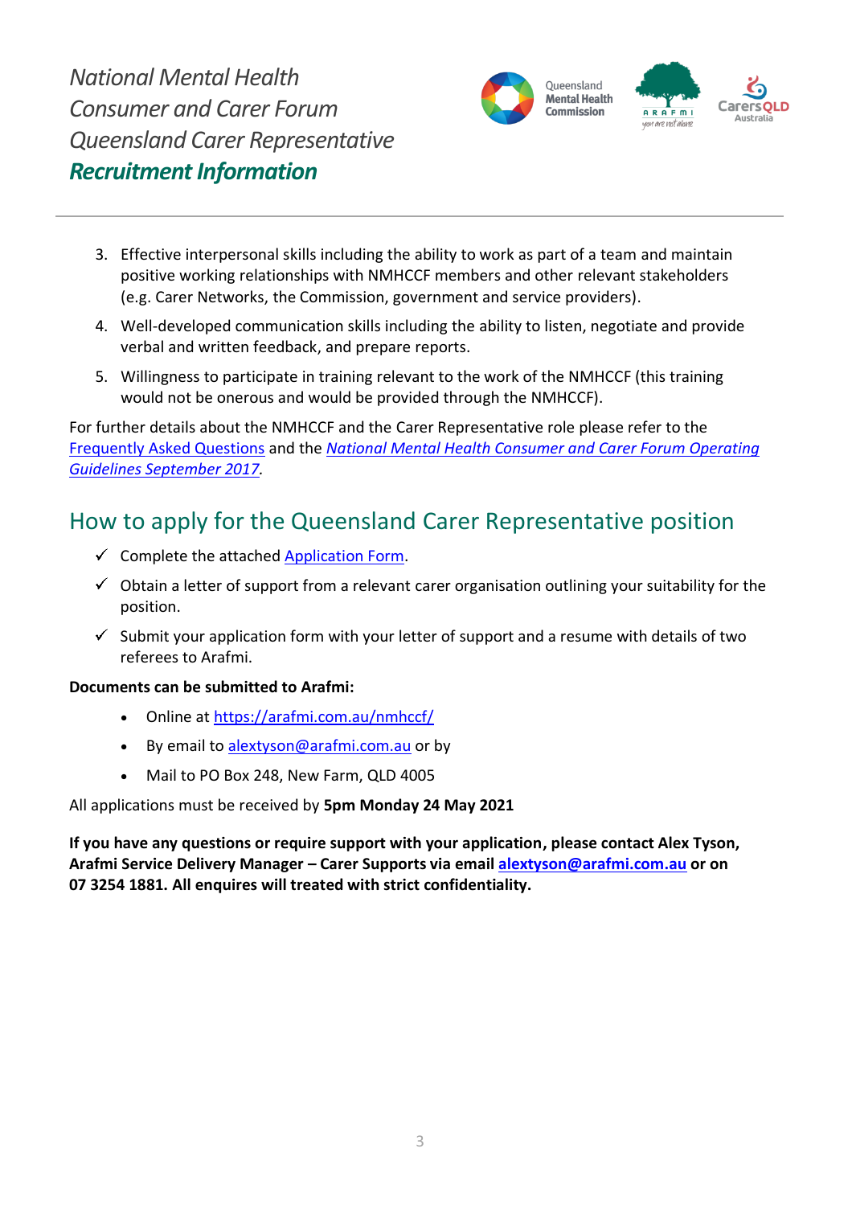3. Effective interpersonal skills including the ability to work as part of a team and maintain positive working relationships with NMHCCF members and other relevant stakeholders (e.g. Carer Networks, the Commission, government and service providers).
4. Well-developed communication skills including the ability to listen, negotiate and provide verbal and written feedback, and prepare reports.
5. Willingness to participate in training relevant to the work of the NMHCCF (this training would not be onerous and would be provided through the NMHCCF).

For further details about the NMHCCF and the Carer Representative role please refer to the Frequently Asked Questions and the *National Mental Health Consumer and Carer Forum Operating Guidelines September 2017*.

## How to apply for the Queensland Carer Representative position

- ✓ Complete the attached Application Form.
- ✓ Obtain a letter of support from a relevant carer organisation outlining your suitability for the position.
- ✓ Submit your application form with your letter of support and a resume with details of two referees to Arafmi.

**Documents can be submitted to Arafmi:**

- Online at https://arafmi.com.au/nmhccf/
- By email to alextyson@arafmi.com.au or by
- Mail to PO Box 248, New Farm, QLD 4005

All applications must be received by **5pm Monday 24 May 2021**

**If you have any questions or require support with your application, please contact Alex Tyson, Arafmi Service Delivery Manager – Carer Supports via email alextyson@arafmi.com.au or on 07 3254 1881. All enquires will treated with strict confidentiality.**